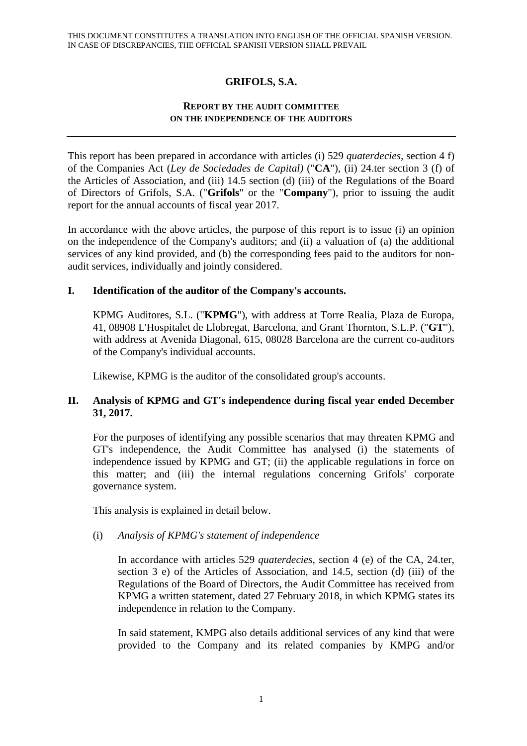THIS DOCUMENT CONSTITUTES A TRANSLATION INTO ENGLISH OF THE OFFICIAL SPANISH VERSION. IN CASE OF DISCREPANCIES, THE OFFICIAL SPANISH VERSION SHALL PREVAIL

# GRIFOLS, S.A.

## REPORT BY THE AUDIT COMMITTEE ON THE INDEPENDENCE OF THE AUDITORS

---

This report has been prepared in accordance with articles (i) 529 *quaterdecies*, section 4 f) of the Companies Act (*Ley de Sociedades de Capital)* ("**CA**"), (ii) 24.ter section 3 (f) of the Articles of Association, and (iii) 14.5 section (d) (iii) of the Regulations of the Board of Directors of Grifols, S.A. ("**Grifols**" or the "**Company**"), prior to issuing the audit report for the annual accounts of fiscal year 2017.

In accordance with the above articles, the purpose of this report is to issue (i) an opinion on the independence of the Company's auditors; and (ii) a valuation of (a) the additional services of any kind provided, and (b) the corresponding fees paid to the auditors for non-audit services, individually and jointly considered.

### I. Identification of the auditor of the Company's accounts.

KPMG Auditores, S.L. ("**KPMG**"), with address at Torre Realia, Plaza de Europa, 41, 08908 L'Hospitalet de Llobregat, Barcelona, and Grant Thornton, S.L.P. ("**GT**"), with address at Avenida Diagonal, 615, 08028 Barcelona are the current co-auditors of the Company's individual accounts.

Likewise, KPMG is the auditor of the consolidated group's accounts.

### II. Analysis of KPMG and GT's independence during fiscal year ended December 31, 2017.

For the purposes of identifying any possible scenarios that may threaten KPMG and GT's independence, the Audit Committee has analysed (i) the statements of independence issued by KPMG and GT; (ii) the applicable regulations in force on this matter; and (iii) the internal regulations concerning Grifols' corporate governance system.

This analysis is explained in detail below.

(i) *Analysis of KPMG's statement of independence*

In accordance with articles 529 *quaterdecies*, section 4 (e) of the CA, 24.ter, section 3 e) of the Articles of Association, and 14.5, section (d) (iii) of the Regulations of the Board of Directors, the Audit Committee has received from KPMG a written statement, dated 27 February 2018, in which KPMG states its independence in relation to the Company.

In said statement, KMPG also details additional services of any kind that were provided to the Company and its related companies by KMPG and/or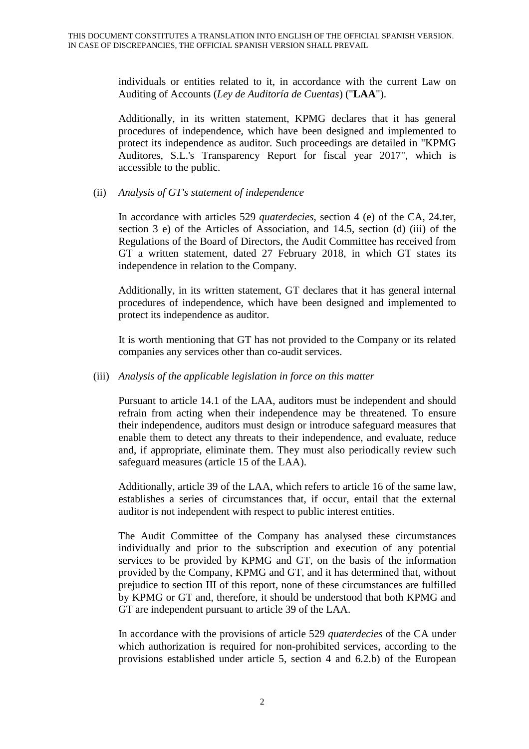individuals or entities related to it, in accordance with the current Law on Auditing of Accounts (*Ley de Auditoría de Cuentas*) ("**LAA**").

Additionally, in its written statement, KPMG declares that it has general procedures of independence, which have been designed and implemented to protect its independence as auditor. Such proceedings are detailed in "KPMG Auditores, S.L.'s Transparency Report for fiscal year 2017", which is accessible to the public.

(ii) *Analysis of GT's statement of independence*

In accordance with articles 529 *quaterdecies*, section 4 (e) of the CA, 24.ter, section 3 e) of the Articles of Association, and 14.5, section (d) (iii) of the Regulations of the Board of Directors, the Audit Committee has received from GT a written statement, dated 27 February 2018, in which GT states its independence in relation to the Company.

Additionally, in its written statement, GT declares that it has general internal procedures of independence, which have been designed and implemented to protect its independence as auditor.

It is worth mentioning that GT has not provided to the Company or its related companies any services other than co-audit services.

(iii) *Analysis of the applicable legislation in force on this matter*

Pursuant to article 14.1 of the LAA, auditors must be independent and should refrain from acting when their independence may be threatened. To ensure their independence, auditors must design or introduce safeguard measures that enable them to detect any threats to their independence, and evaluate, reduce and, if appropriate, eliminate them. They must also periodically review such safeguard measures (article 15 of the LAA).

Additionally, article 39 of the LAA, which refers to article 16 of the same law, establishes a series of circumstances that, if occur, entail that the external auditor is not independent with respect to public interest entities.

The Audit Committee of the Company has analysed these circumstances individually and prior to the subscription and execution of any potential services to be provided by KPMG and GT, on the basis of the information provided by the Company, KPMG and GT, and it has determined that, without prejudice to section III of this report, none of these circumstances are fulfilled by KPMG or GT and, therefore, it should be understood that both KPMG and GT are independent pursuant to article 39 of the LAA.

In accordance with the provisions of article 529 *quaterdecies* of the CA under which authorization is required for non-prohibited services, according to the provisions established under article 5, section 4 and 6.2.b) of the European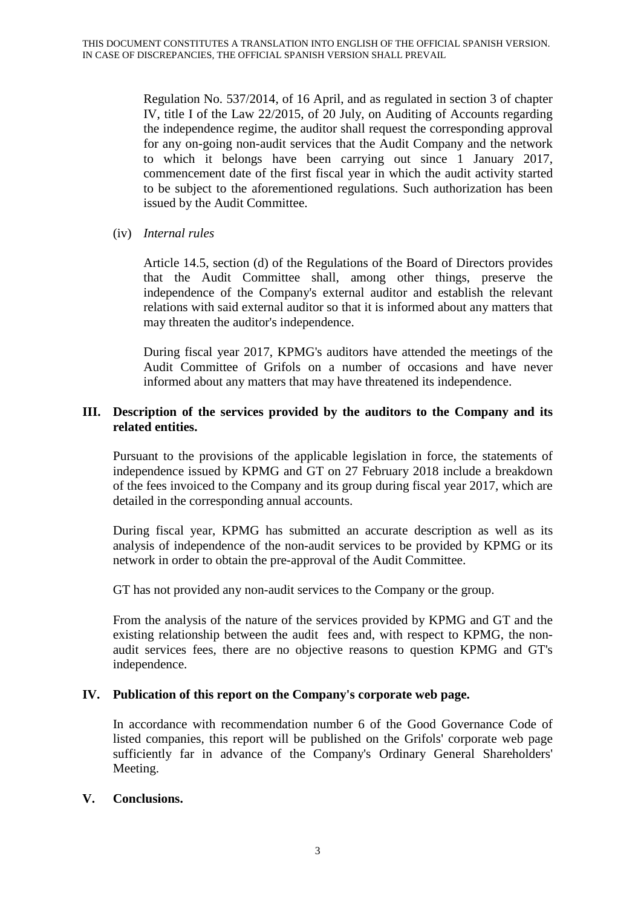Regulation No. 537/2014, of 16 April, and as regulated in section 3 of chapter IV, title I of the Law 22/2015, of 20 July, on Auditing of Accounts regarding the independence regime, the auditor shall request the corresponding approval for any on-going non-audit services that the Audit Company and the network to which it belongs have been carrying out since 1 January 2017, commencement date of the first fiscal year in which the audit activity started to be subject to the aforementioned regulations. Such authorization has been issued by the Audit Committee.

(iv) *Internal rules*

Article 14.5, section (d) of the Regulations of the Board of Directors provides that the Audit Committee shall, among other things, preserve the independence of the Company's external auditor and establish the relevant relations with said external auditor so that it is informed about any matters that may threaten the auditor's independence.

During fiscal year 2017, KPMG's auditors have attended the meetings of the Audit Committee of Grifols on a number of occasions and have never informed about any matters that may have threatened its independence.

## III. Description of the services provided by the auditors to the Company and its related entities.

Pursuant to the provisions of the applicable legislation in force, the statements of independence issued by KPMG and GT on 27 February 2018 include a breakdown of the fees invoiced to the Company and its group during fiscal year 2017, which are detailed in the corresponding annual accounts.

During fiscal year, KPMG has submitted an accurate description as well as its analysis of independence of the non-audit services to be provided by KPMG or its network in order to obtain the pre-approval of the Audit Committee.

GT has not provided any non-audit services to the Company or the group.

From the analysis of the nature of the services provided by KPMG and GT and the existing relationship between the audit fees and, with respect to KPMG, the non-audit services fees, there are no objective reasons to question KPMG and GT's independence.

## IV. Publication of this report on the Company's corporate web page.

In accordance with recommendation number 6 of the Good Governance Code of listed companies, this report will be published on the Grifols' corporate web page sufficiently far in advance of the Company's Ordinary General Shareholders' Meeting.

## V. Conclusions.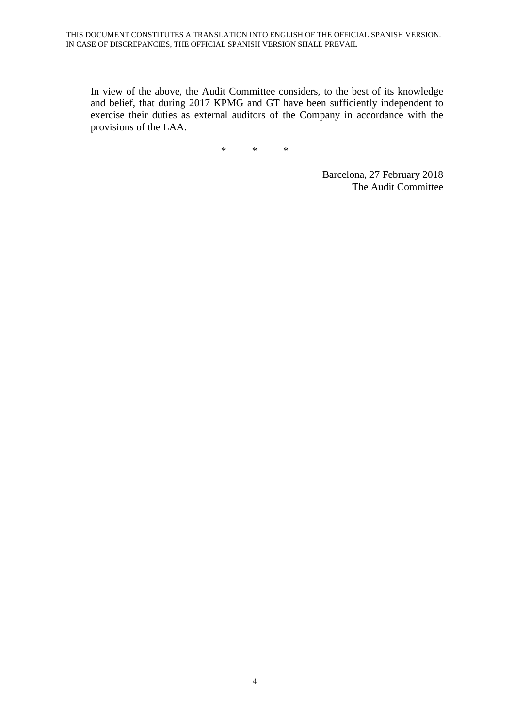In view of the above, the Audit Committee considers, to the best of its knowledge and belief, that during 2017 KPMG and GT have been sufficiently independent to exercise their duties as external auditors of the Company in accordance with the provisions of the LAA.

\* \* \*

Barcelona, 27 February 2018
The Audit Committee